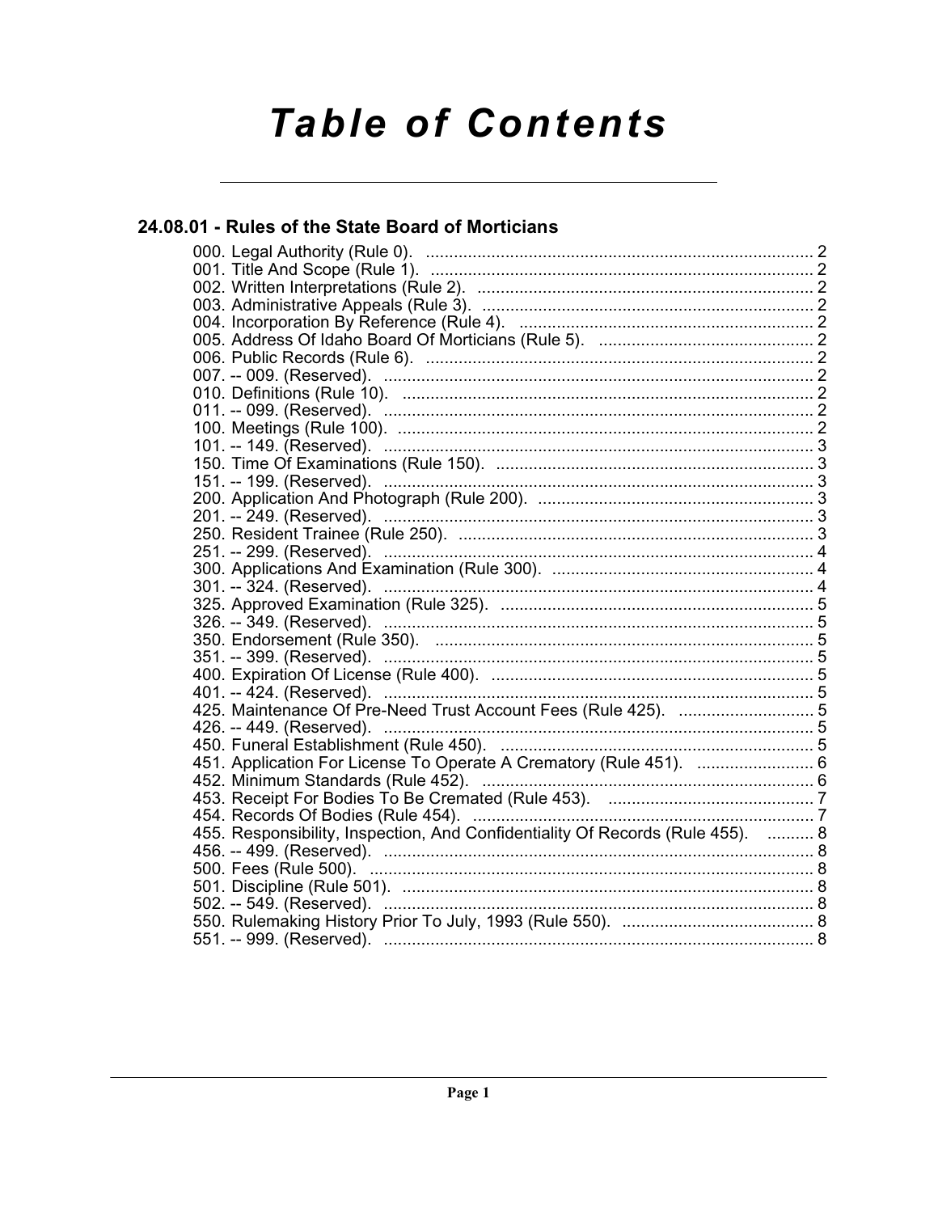# Table of Contents

## 24.08.01 - Rules of the State Board of Morticians

000. Legal Authority (Rule 0). .......... 2
001. Title And Scope (Rule 1). .......... 2
002. Written Interpretations (Rule 2). .......... 2
003. Administrative Appeals (Rule 3). .......... 2
004. Incorporation By Reference (Rule 4). .......... 2
005. Address Of Idaho Board Of Morticians (Rule 5). .......... 2
006. Public Records (Rule 6). .......... 2
007. -- 009. (Reserved). .......... 2
010. Definitions (Rule 10). .......... 2
011. -- 099. (Reserved). .......... 2
100. Meetings (Rule 100). .......... 2
101. -- 149. (Reserved). .......... 3
150. Time Of Examinations (Rule 150). .......... 3
151. -- 199. (Reserved). .......... 3
200. Application And Photograph (Rule 200). .......... 3
201. -- 249. (Reserved). .......... 3
250. Resident Trainee (Rule 250). .......... 3
251. -- 299. (Reserved). .......... 4
300. Applications And Examination (Rule 300). .......... 4
301. -- 324. (Reserved). .......... 4
325. Approved Examination (Rule 325). .......... 5
326. -- 349. (Reserved). .......... 5
350. Endorsement (Rule 350). .......... 5
351. -- 399. (Reserved). .......... 5
400. Expiration Of License (Rule 400). .......... 5
401. -- 424. (Reserved). .......... 5
425. Maintenance Of Pre-Need Trust Account Fees (Rule 425). .......... 5
426. -- 449. (Reserved). .......... 5
450. Funeral Establishment (Rule 450). .......... 5
451. Application For License To Operate A Crematory (Rule 451). .......... 6
452. Minimum Standards (Rule 452). .......... 6
453. Receipt For Bodies To Be Cremated (Rule 453). .......... 7
454. Records Of Bodies (Rule 454). .......... 7
455. Responsibility, Inspection, And Confidentiality Of Records (Rule 455). .......... 8
456. -- 499. (Reserved). .......... 8
500. Fees (Rule 500). .......... 8
501. Discipline (Rule 501). .......... 8
502. -- 549. (Reserved). .......... 8
550. Rulemaking History Prior To July, 1993 (Rule 550). .......... 8
551. -- 999. (Reserved). .......... 8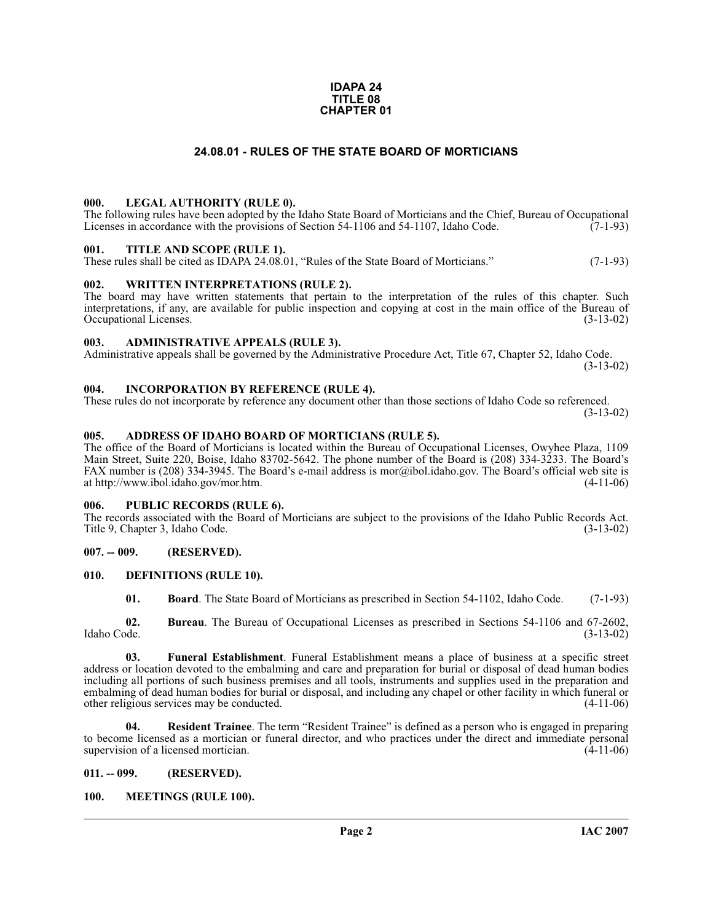# IDAPA 24
# TITLE 08
# CHAPTER 01

## 24.08.01 - RULES OF THE STATE BOARD OF MORTICIANS

### 000. LEGAL AUTHORITY (RULE 0).

The following rules have been adopted by the Idaho State Board of Morticians and the Chief, Bureau of Occupational Licenses in accordance with the provisions of Section 54-1106 and 54-1107, Idaho Code. (7-1-93)

### 001. TITLE AND SCOPE (RULE 1).

These rules shall be cited as IDAPA 24.08.01, "Rules of the State Board of Morticians." (7-1-93)

### 002. WRITTEN INTERPRETATIONS (RULE 2).

The board may have written statements that pertain to the interpretation of the rules of this chapter. Such interpretations, if any, are available for public inspection and copying at cost in the main office of the Bureau of Occupational Licenses. (3-13-02)

### 003. ADMINISTRATIVE APPEALS (RULE 3).

Administrative appeals shall be governed by the Administrative Procedure Act, Title 67, Chapter 52, Idaho Code. (3-13-02)

### 004. INCORPORATION BY REFERENCE (RULE 4).

These rules do not incorporate by reference any document other than those sections of Idaho Code so referenced. (3-13-02)

### 005. ADDRESS OF IDAHO BOARD OF MORTICIANS (RULE 5).

The office of the Board of Morticians is located within the Bureau of Occupational Licenses, Owyhee Plaza, 1109 Main Street, Suite 220, Boise, Idaho 83702-5642. The phone number of the Board is (208) 334-3233. The Board's FAX number is (208) 334-3945. The Board's e-mail address is mor@ibol.idaho.gov. The Board's official web site is at http://www.ibol.idaho.gov/mor.htm. (4-11-06)

### 006. PUBLIC RECORDS (RULE 6).

The records associated with the Board of Morticians are subject to the provisions of the Idaho Public Records Act. Title 9, Chapter 3, Idaho Code. (3-13-02)

### 007. -- 009. (RESERVED).

### 010. DEFINITIONS (RULE 10).

**01. Board**. The State Board of Morticians as prescribed in Section 54-1102, Idaho Code. (7-1-93)

**02. Bureau**. The Bureau of Occupational Licenses as prescribed in Sections 54-1106 and 67-2602, Idaho Code. (3-13-02)

**03. Funeral Establishment**. Funeral Establishment means a place of business at a specific street address or location devoted to the embalming and care and preparation for burial or disposal of dead human bodies including all portions of such business premises and all tools, instruments and supplies used in the preparation and embalming of dead human bodies for burial or disposal, and including any chapel or other facility in which funeral or other religious services may be conducted. (4-11-06)

**04. Resident Trainee**. The term "Resident Trainee" is defined as a person who is engaged in preparing to become licensed as a mortician or funeral director, and who practices under the direct and immediate personal supervision of a licensed mortician. (4-11-06)

### 011. -- 099. (RESERVED).

### 100. MEETINGS (RULE 100).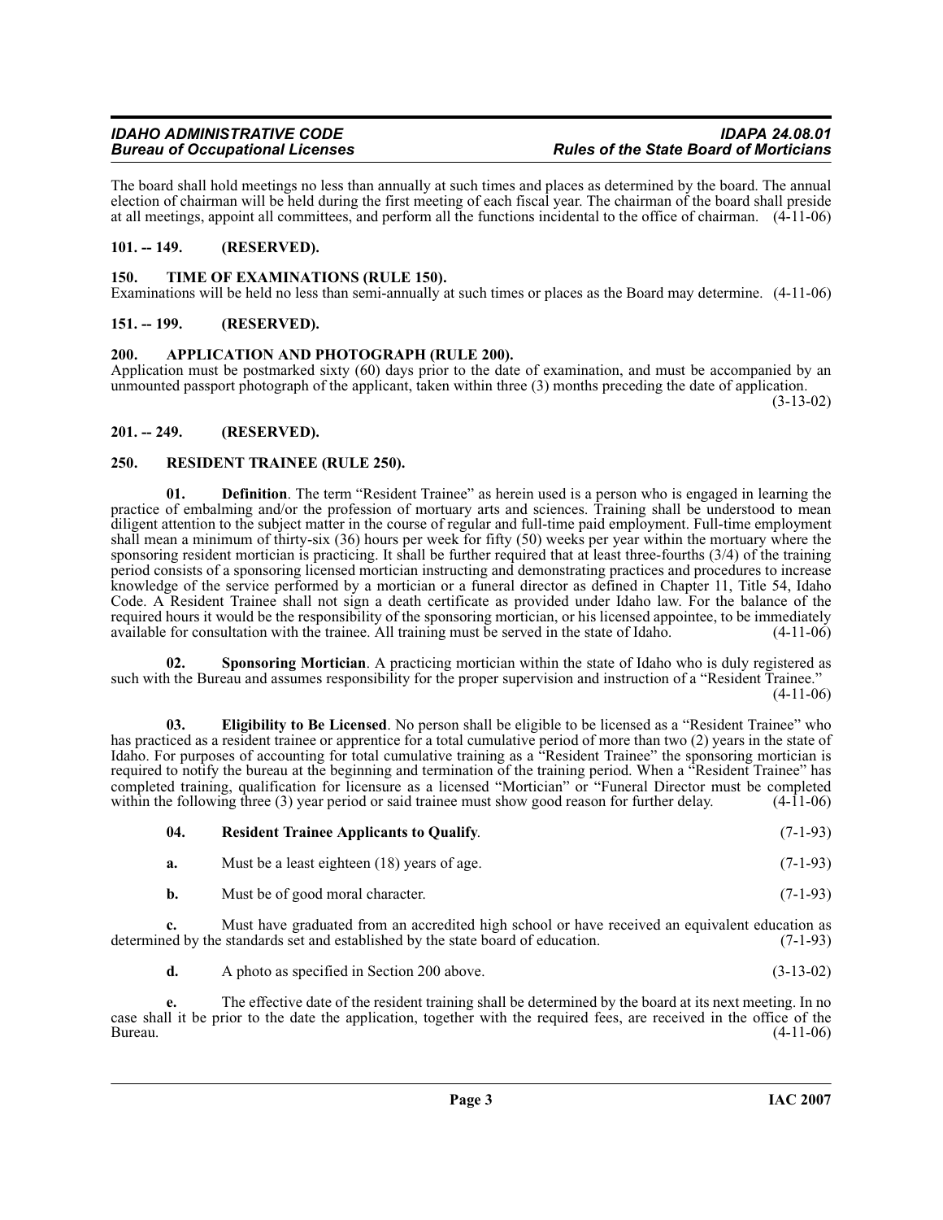The board shall hold meetings no less than annually at such times and places as determined by the board. The annual election of chairman will be held during the first meeting of each fiscal year. The chairman of the board shall preside at all meetings, appoint all committees, and perform all the functions incidental to the office of chairman. (4-11-06)

### 101. -- 149. (RESERVED).

### 150. TIME OF EXAMINATIONS (RULE 150).

Examinations will be held no less than semi-annually at such times or places as the Board may determine. (4-11-06)

### 151. -- 199. (RESERVED).

### 200. APPLICATION AND PHOTOGRAPH (RULE 200).

Application must be postmarked sixty (60) days prior to the date of examination, and must be accompanied by an unmounted passport photograph of the applicant, taken within three (3) months preceding the date of application. (3-13-02)

### 201. -- 249. (RESERVED).

### 250. RESIDENT TRAINEE (RULE 250).

**01. Definition**. The term "Resident Trainee" as herein used is a person who is engaged in learning the practice of embalming and/or the profession of mortuary arts and sciences. Training shall be understood to mean diligent attention to the subject matter in the course of regular and full-time paid employment. Full-time employment shall mean a minimum of thirty-six (36) hours per week for fifty (50) weeks per year within the mortuary where the sponsoring resident mortician is practicing. It shall be further required that at least three-fourths (3/4) of the training period consists of a sponsoring licensed mortician instructing and demonstrating practices and procedures to increase knowledge of the service performed by a mortician or a funeral director as defined in Chapter 11, Title 54, Idaho Code. A Resident Trainee shall not sign a death certificate as provided under Idaho law. For the balance of the required hours it would be the responsibility of the sponsoring mortician, or his licensed appointee, to be immediately available for consultation with the trainee. All training must be served in the state of Idaho. (4-11-06)

**02. Sponsoring Mortician**. A practicing mortician within the state of Idaho who is duly registered as such with the Bureau and assumes responsibility for the proper supervision and instruction of a "Resident Trainee." (4-11-06)

**03. Eligibility to Be Licensed**. No person shall be eligible to be licensed as a "Resident Trainee" who has practiced as a resident trainee or apprentice for a total cumulative period of more than two (2) years in the state of Idaho. For purposes of accounting for total cumulative training as a "Resident Trainee" the sponsoring mortician is required to notify the bureau at the beginning and termination of the training period. When a "Resident Trainee" has completed training, qualification for licensure as a licensed "Mortician" or "Funeral Director must be completed within the following three (3) year period or said trainee must show good reason for further delay. (4-11-06)

**04. Resident Trainee Applicants to Qualify**. (7-1-93)

**a.** Must be a least eighteen (18) years of age. (7-1-93)

**b.** Must be of good moral character. (7-1-93)

**c.** Must have graduated from an accredited high school or have received an equivalent education as determined by the standards set and established by the state board of education. (7-1-93)

**d.** A photo as specified in Section 200 above. (3-13-02)

**e.** The effective date of the resident training shall be determined by the board at its next meeting. In no case shall it be prior to the date the application, together with the required fees, are received in the office of the Bureau. (4-11-06)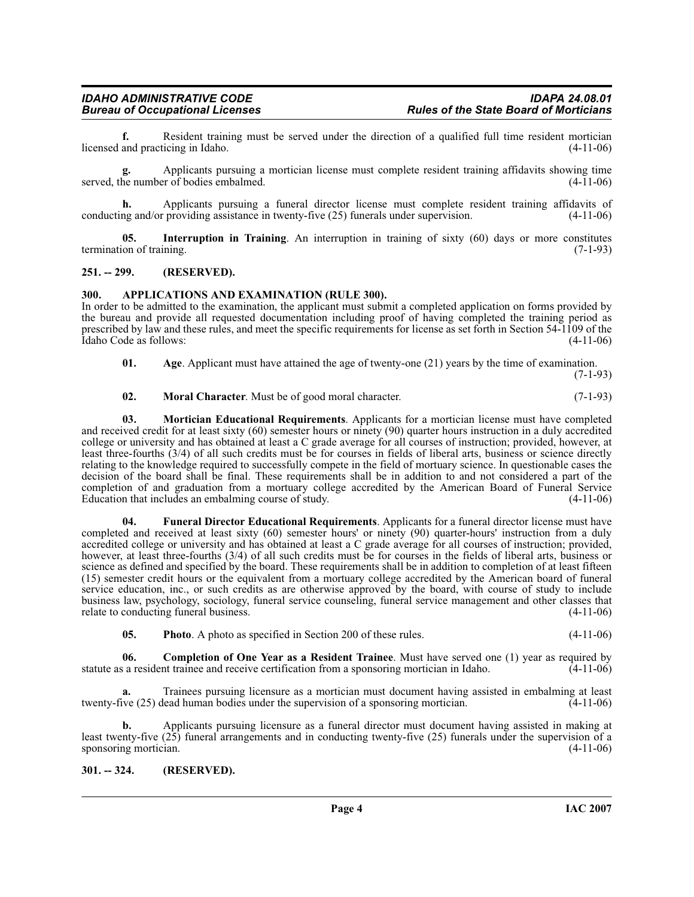**f.** Resident training must be served under the direction of a qualified full time resident mortician licensed and practicing in Idaho. (4-11-06)

**g.** Applicants pursuing a mortician license must complete resident training affidavits showing time served, the number of bodies embalmed. (4-11-06)

**h.** Applicants pursuing a funeral director license must complete resident training affidavits of conducting and/or providing assistance in twenty-five (25) funerals under supervision. (4-11-06)

**05. Interruption in Training**. An interruption in training of sixty (60) days or more constitutes termination of training. (7-1-93)

## 251. -- 299. (RESERVED).

## 300. APPLICATIONS AND EXAMINATION (RULE 300).

In order to be admitted to the examination, the applicant must submit a completed application on forms provided by the bureau and provide all requested documentation including proof of having completed the training period as prescribed by law and these rules, and meet the specific requirements for license as set forth in Section 54-1109 of the Idaho Code as follows: (4-11-06)

**01. Age**. Applicant must have attained the age of twenty-one (21) years by the time of examination. (7-1-93)

**02. Moral Character**. Must be of good moral character. (7-1-93)

**03. Mortician Educational Requirements**. Applicants for a mortician license must have completed and received credit for at least sixty (60) semester hours or ninety (90) quarter hours instruction in a duly accredited college or university and has obtained at least a C grade average for all courses of instruction; provided, however, at least three-fourths (3/4) of all such credits must be for courses in fields of liberal arts, business or science directly relating to the knowledge required to successfully compete in the field of mortuary science. In questionable cases the decision of the board shall be final. These requirements shall be in addition to and not considered a part of the completion of and graduation from a mortuary college accredited by the American Board of Funeral Service Education that includes an embalming course of study. (4-11-06)

**04. Funeral Director Educational Requirements**. Applicants for a funeral director license must have completed and received at least sixty (60) semester hours' or ninety (90) quarter-hours' instruction from a duly accredited college or university and has obtained at least a C grade average for all courses of instruction; provided, however, at least three-fourths (3/4) of all such credits must be for courses in the fields of liberal arts, business or science as defined and specified by the board. These requirements shall be in addition to completion of at least fifteen (15) semester credit hours or the equivalent from a mortuary college accredited by the American board of funeral service education, inc., or such credits as are otherwise approved by the board, with course of study to include business law, psychology, sociology, funeral service counseling, funeral service management and other classes that relate to conducting funeral business. (4-11-06)

**05. Photo**. A photo as specified in Section 200 of these rules. (4-11-06)

**06. Completion of One Year as a Resident Trainee**. Must have served one (1) year as required by statute as a resident trainee and receive certification from a sponsoring mortician in Idaho. (4-11-06)

**a.** Trainees pursuing licensure as a mortician must document having assisted in embalming at least twenty-five (25) dead human bodies under the supervision of a sponsoring mortician. (4-11-06)

**b.** Applicants pursuing licensure as a funeral director must document having assisted in making at least twenty-five (25) funeral arrangements and in conducting twenty-five (25) funerals under the supervision of a sponsoring mortician. (4-11-06)

## 301. -- 324. (RESERVED).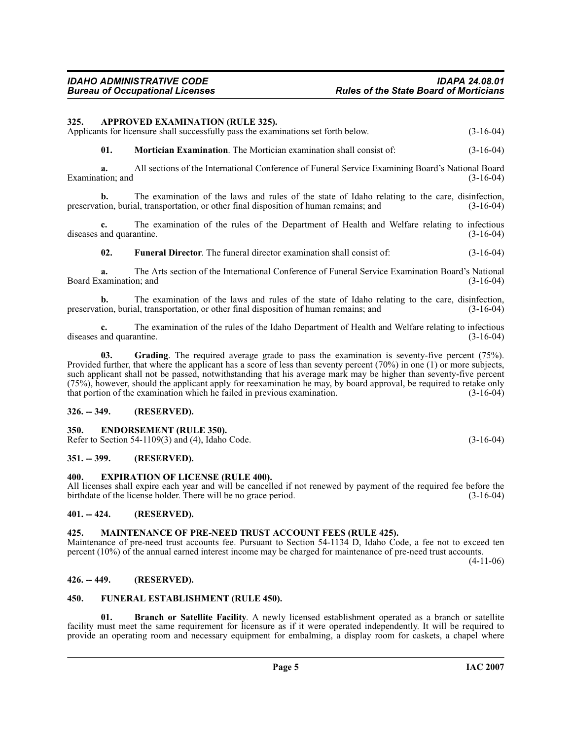**325. APPROVED EXAMINATION (RULE 325).**
Applicants for licensure shall successfully pass the examinations set forth below. (3-16-04)

**01. Mortician Examination**. The Mortician examination shall consist of: (3-16-04)

**a.** All sections of the International Conference of Funeral Service Examining Board's National Board Examination; and (3-16-04)

**b.** The examination of the laws and rules of the state of Idaho relating to the care, disinfection, preservation, burial, transportation, or other final disposition of human remains; and (3-16-04)

**c.** The examination of the rules of the Department of Health and Welfare relating to infectious diseases and quarantine. (3-16-04)

**02. Funeral Director**. The funeral director examination shall consist of: (3-16-04)

**a.** The Arts section of the International Conference of Funeral Service Examination Board's National Board Examination; and (3-16-04)

**b.** The examination of the laws and rules of the state of Idaho relating to the care, disinfection, preservation, burial, transportation, or other final disposition of human remains; and (3-16-04)

**c.** The examination of the rules of the Idaho Department of Health and Welfare relating to infectious diseases and quarantine. (3-16-04)

**03. Grading**. The required average grade to pass the examination is seventy-five percent (75%). Provided further, that where the applicant has a score of less than seventy percent (70%) in one (1) or more subjects, such applicant shall not be passed, notwithstanding that his average mark may be higher than seventy-five percent (75%), however, should the applicant apply for reexamination he may, by board approval, be required to retake only that portion of the examination which he failed in previous examination. (3-16-04)

**326. -- 349. (RESERVED).**

**350. ENDORSEMENT (RULE 350).**
Refer to Section 54-1109(3) and (4), Idaho Code. (3-16-04)

**351. -- 399. (RESERVED).**

**400. EXPIRATION OF LICENSE (RULE 400).**
All licenses shall expire each year and will be cancelled if not renewed by payment of the required fee before the birthdate of the license holder. There will be no grace period. (3-16-04)

**401. -- 424. (RESERVED).**

**425. MAINTENANCE OF PRE-NEED TRUST ACCOUNT FEES (RULE 425).**
Maintenance of pre-need trust accounts fee. Pursuant to Section 54-1134 D, Idaho Code, a fee not to exceed ten percent (10%) of the annual earned interest income may be charged for maintenance of pre-need trust accounts. (4-11-06)

**426. -- 449. (RESERVED).**

**450. FUNERAL ESTABLISHMENT (RULE 450).**

**01. Branch or Satellite Facility**. A newly licensed establishment operated as a branch or satellite facility must meet the same requirement for licensure as if it were operated independently. It will be required to provide an operating room and necessary equipment for embalming, a display room for caskets, a chapel where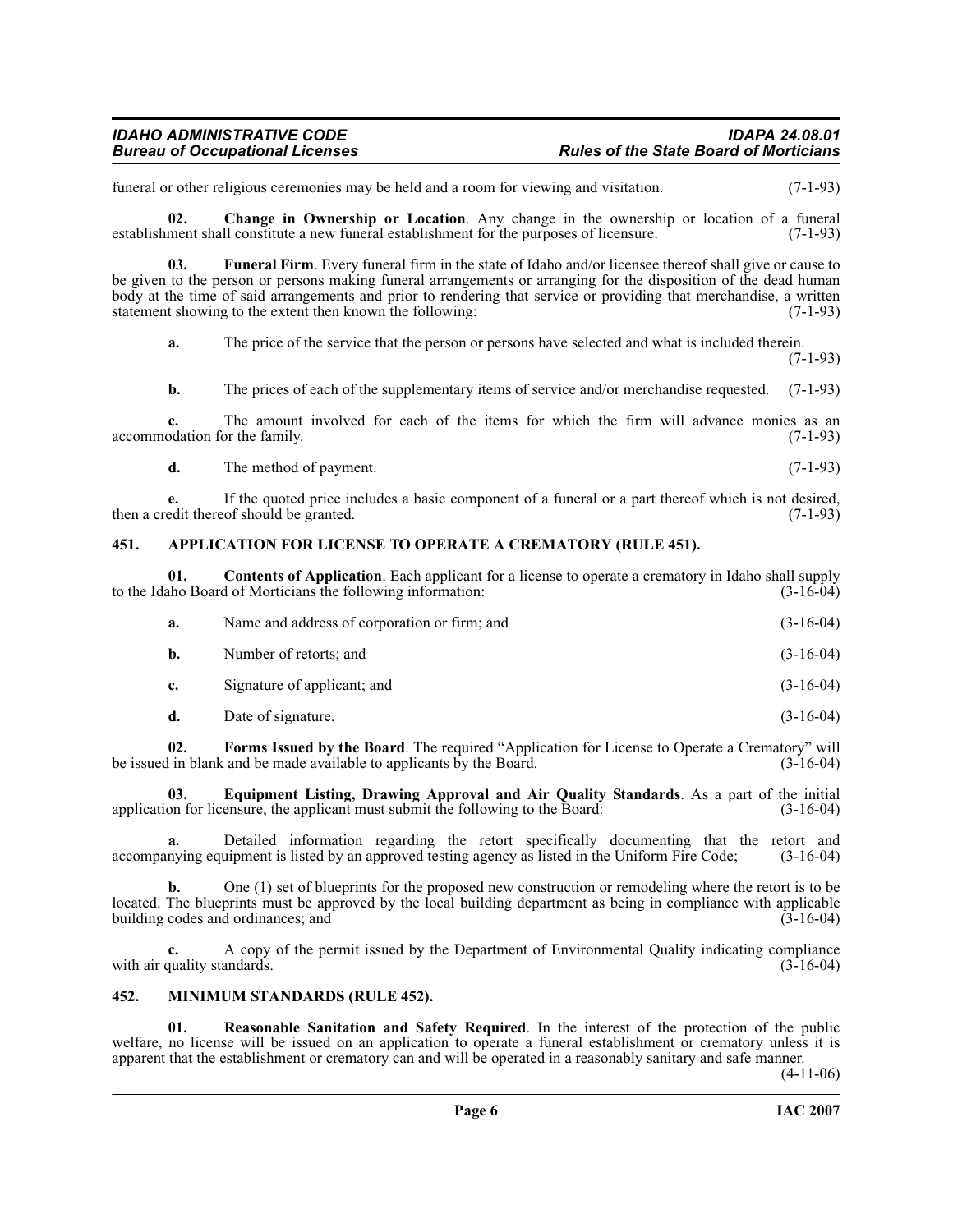funeral or other religious ceremonies may be held and a room for viewing and visitation. (7-1-93)

**02. Change in Ownership or Location**. Any change in the ownership or location of a funeral establishment shall constitute a new funeral establishment for the purposes of licensure. (7-1-93)

**03. Funeral Firm**. Every funeral firm in the state of Idaho and/or licensee thereof shall give or cause to be given to the person or persons making funeral arrangements or arranging for the disposition of the dead human body at the time of said arrangements and prior to rendering that service or providing that merchandise, a written statement showing to the extent then known the following: (7-1-93)

**a.** The price of the service that the person or persons have selected and what is included therein. (7-1-93)

**b.** The prices of each of the supplementary items of service and/or merchandise requested. (7-1-93)

**c.** The amount involved for each of the items for which the firm will advance monies as an accommodation for the family. (7-1-93)

**d.** The method of payment. (7-1-93)

**e.** If the quoted price includes a basic component of a funeral or a part thereof which is not desired, then a credit thereof should be granted. (7-1-93)

## 451. APPLICATION FOR LICENSE TO OPERATE A CREMATORY (RULE 451).

**01. Contents of Application**. Each applicant for a license to operate a crematory in Idaho shall supply to the Idaho Board of Morticians the following information: (3-16-04)

**a.** Name and address of corporation or firm; and (3-16-04)

**b.** Number of retorts; and (3-16-04)

**c.** Signature of applicant; and (3-16-04)

**d.** Date of signature. (3-16-04)

**02. Forms Issued by the Board**. The required "Application for License to Operate a Crematory" will be issued in blank and be made available to applicants by the Board. (3-16-04)

**03. Equipment Listing, Drawing Approval and Air Quality Standards**. As a part of the initial application for licensure, the applicant must submit the following to the Board: (3-16-04)

**a.** Detailed information regarding the retort specifically documenting that the retort and accompanying equipment is listed by an approved testing agency as listed in the Uniform Fire Code; (3-16-04)

**b.** One (1) set of blueprints for the proposed new construction or remodeling where the retort is to be located. The blueprints must be approved by the local building department as being in compliance with applicable building codes and ordinances; and (3-16-04)

**c.** A copy of the permit issued by the Department of Environmental Quality indicating compliance with air quality standards. (3-16-04)

## 452. MINIMUM STANDARDS (RULE 452).

**01. Reasonable Sanitation and Safety Required**. In the interest of the protection of the public welfare, no license will be issued on an application to operate a funeral establishment or crematory unless it is apparent that the establishment or crematory can and will be operated in a reasonably sanitary and safe manner. (4-11-06)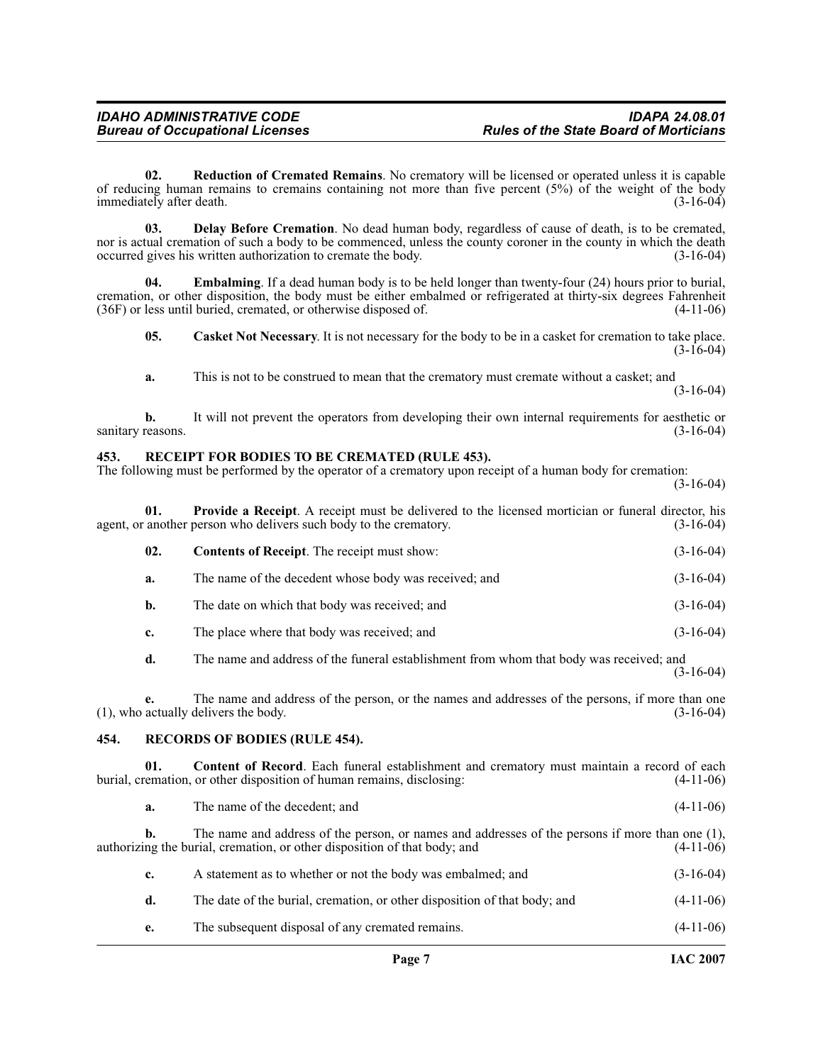**02. Reduction of Cremated Remains**. No crematory will be licensed or operated unless it is capable of reducing human remains to cremains containing not more than five percent (5%) of the weight of the body immediately after death. (3-16-04)

**03. Delay Before Cremation**. No dead human body, regardless of cause of death, is to be cremated, nor is actual cremation of such a body to be commenced, unless the county coroner in the county in which the death occurred gives his written authorization to cremate the body. (3-16-04)

**04. Embalming**. If a dead human body is to be held longer than twenty-four (24) hours prior to burial, cremation, or other disposition, the body must be either embalmed or refrigerated at thirty-six degrees Fahrenheit (36F) or less until buried, cremated, or otherwise disposed of. (4-11-06)

**05. Casket Not Necessary**. It is not necessary for the body to be in a casket for cremation to take place. (3-16-04)

**a.** This is not to be construed to mean that the crematory must cremate without a casket; and (3-16-04)

**b.** It will not prevent the operators from developing their own internal requirements for aesthetic or sanitary reasons. (3-16-04)

## 453. RECEIPT FOR BODIES TO BE CREMATED (RULE 453).

The following must be performed by the operator of a crematory upon receipt of a human body for cremation: (3-16-04)

**01. Provide a Receipt**. A receipt must be delivered to the licensed mortician or funeral director, his agent, or another person who delivers such body to the crematory. (3-16-04)

**02. Contents of Receipt**. The receipt must show: (3-16-04)

**a.** The name of the decedent whose body was received; and (3-16-04)

**b.** The date on which that body was received; and (3-16-04)

**c.** The place where that body was received; and (3-16-04)

**d.** The name and address of the funeral establishment from whom that body was received; and (3-16-04)

**e.** The name and address of the person, or the names and addresses of the persons, if more than one (1), who actually delivers the body. (3-16-04)

## 454. RECORDS OF BODIES (RULE 454).

**01. Content of Record**. Each funeral establishment and crematory must maintain a record of each burial, cremation, or other disposition of human remains, disclosing: (4-11-06)

**a.** The name of the decedent; and (4-11-06)

**b.** The name and address of the person, or names and addresses of the persons if more than one (1), authorizing the burial, cremation, or other disposition of that body; and (4-11-06)

**c.** A statement as to whether or not the body was embalmed; and (3-16-04)

**d.** The date of the burial, cremation, or other disposition of that body; and (4-11-06)

**e.** The subsequent disposal of any cremated remains. (4-11-06)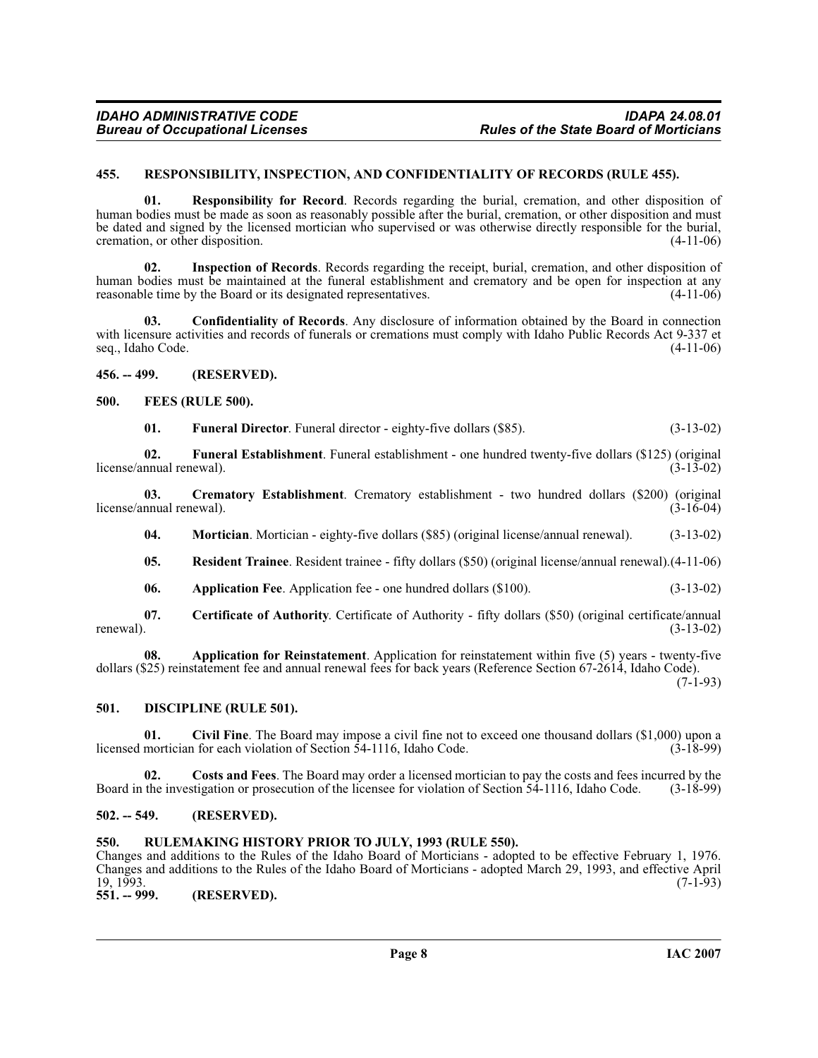### 455. RESPONSIBILITY, INSPECTION, AND CONFIDENTIALITY OF RECORDS (RULE 455).

**01. Responsibility for Record**. Records regarding the burial, cremation, and other disposition of human bodies must be made as soon as reasonably possible after the burial, cremation, or other disposition and must be dated and signed by the licensed mortician who supervised or was otherwise directly responsible for the burial, cremation, or other disposition. (4-11-06)

**02. Inspection of Records**. Records regarding the receipt, burial, cremation, and other disposition of human bodies must be maintained at the funeral establishment and crematory and be open for inspection at any reasonable time by the Board or its designated representatives. (4-11-06)

**03. Confidentiality of Records**. Any disclosure of information obtained by the Board in connection with licensure activities and records of funerals or cremations must comply with Idaho Public Records Act 9-337 et seq., Idaho Code. (4-11-06)

### 456. -- 499. (RESERVED).

### 500. FEES (RULE 500).

**01. Funeral Director**. Funeral director - eighty-five dollars ($85). (3-13-02)

**02. Funeral Establishment**. Funeral establishment - one hundred twenty-five dollars ($125) (original license/annual renewal). (3-13-02)

**03. Crematory Establishment**. Crematory establishment - two hundred dollars ($200) (original license/annual renewal). (3-16-04)

**04. Mortician**. Mortician - eighty-five dollars ($85) (original license/annual renewal). (3-13-02)

**05. Resident Trainee**. Resident trainee - fifty dollars ($50) (original license/annual renewal).(4-11-06)

**06. Application Fee**. Application fee - one hundred dollars ($100). (3-13-02)

**07. Certificate of Authority**. Certificate of Authority - fifty dollars ($50) (original certificate/annual renewal). (3-13-02)

**08. Application for Reinstatement**. Application for reinstatement within five (5) years - twenty-five dollars ($25) reinstatement fee and annual renewal fees for back years (Reference Section 67-2614, Idaho Code). (7-1-93)

### 501. DISCIPLINE (RULE 501).

**01. Civil Fine**. The Board may impose a civil fine not to exceed one thousand dollars ($1,000) upon a licensed mortician for each violation of Section 54-1116, Idaho Code. (3-18-99)

**02. Costs and Fees**. The Board may order a licensed mortician to pay the costs and fees incurred by the Board in the investigation or prosecution of the licensee for violation of Section 54-1116, Idaho Code. (3-18-99)

### 502. -- 549. (RESERVED).

### 550. RULEMAKING HISTORY PRIOR TO JULY, 1993 (RULE 550).

Changes and additions to the Rules of the Idaho Board of Morticians - adopted to be effective February 1, 1976. Changes and additions to the Rules of the Idaho Board of Morticians - adopted March 29, 1993, and effective April 19, 1993. (7-1-93)

### 551. -- 999. (RESERVED).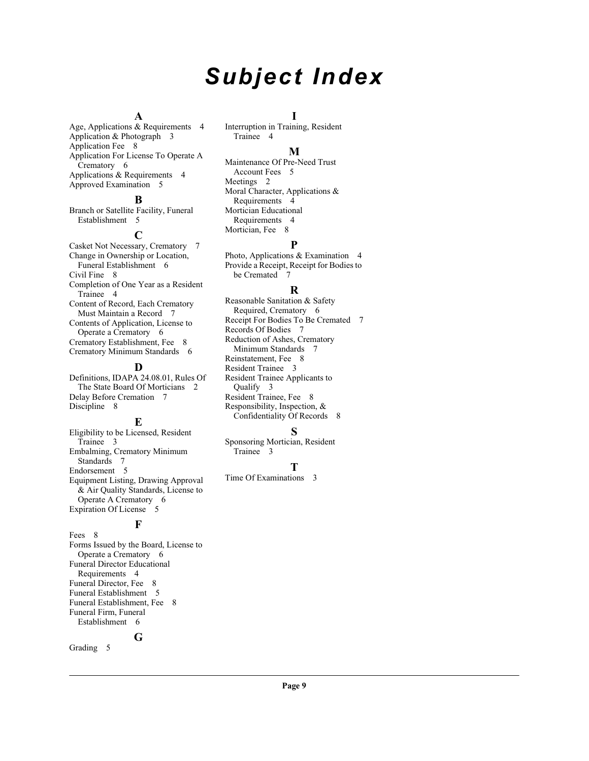# Subject Index

## A

Age, Applications & Requirements 4
Application & Photograph 3
Application Fee 8
Application For License To Operate A Crematory 6
Applications & Requirements 4
Approved Examination 5

## B

Branch or Satellite Facility, Funeral Establishment 5

## C

Casket Not Necessary, Crematory 7
Change in Ownership or Location, Funeral Establishment 6
Civil Fine 8
Completion of One Year as a Resident Trainee 4
Content of Record, Each Crematory Must Maintain a Record 7
Contents of Application, License to Operate a Crematory 6
Crematory Establishment, Fee 8
Crematory Minimum Standards 6

## D

Definitions, IDAPA 24.08.01, Rules Of The State Board Of Morticians 2
Delay Before Cremation 7
Discipline 8

## E

Eligibility to be Licensed, Resident Trainee 3
Embalming, Crematory Minimum Standards 7
Endorsement 5
Equipment Listing, Drawing Approval & Air Quality Standards, License to Operate A Crematory 6
Expiration Of License 5

## F

Fees 8
Forms Issued by the Board, License to Operate a Crematory 6
Funeral Director Educational Requirements 4
Funeral Director, Fee 8
Funeral Establishment 5
Funeral Establishment, Fee 8
Funeral Firm, Funeral Establishment 6

## G

Grading 5

## I

Interruption in Training, Resident Trainee 4

## M

Maintenance Of Pre-Need Trust Account Fees 5
Meetings 2
Moral Character, Applications & Requirements 4
Mortician Educational Requirements 4
Mortician, Fee 8

## P

Photo, Applications & Examination 4
Provide a Receipt, Receipt for Bodies to be Cremated 7

## R

Reasonable Sanitation & Safety Required, Crematory 6
Receipt For Bodies To Be Cremated 7
Records Of Bodies 7
Reduction of Ashes, Crematory Minimum Standards 7
Reinstatement, Fee 8
Resident Trainee 3
Resident Trainee Applicants to Qualify 3
Resident Trainee, Fee 8
Responsibility, Inspection, & Confidentiality Of Records 8

## S

Sponsoring Mortician, Resident Trainee 3

## T

Time Of Examinations 3